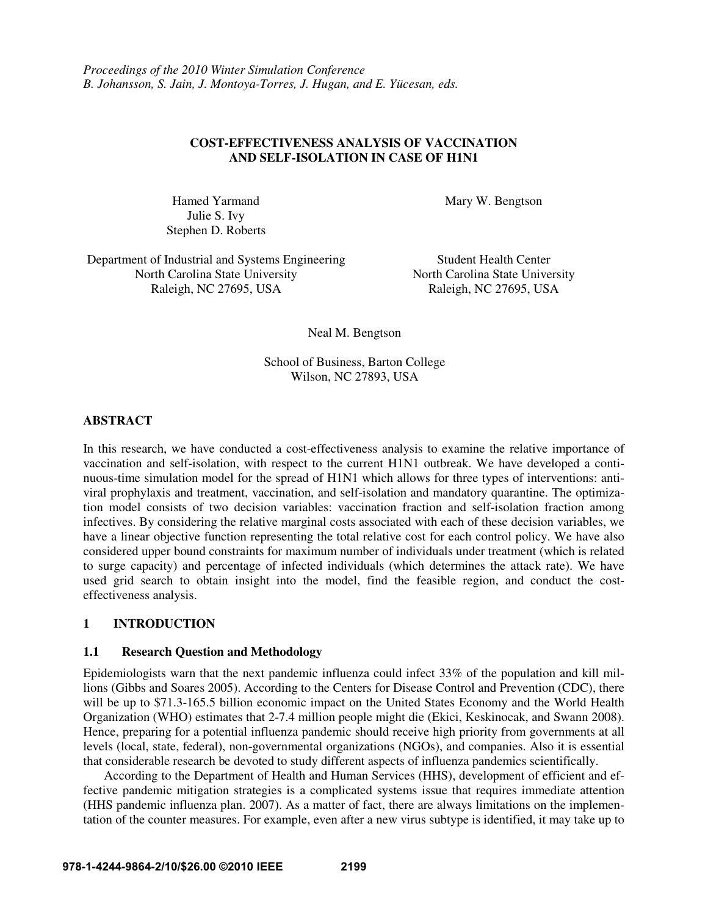*Proceedings of the 2010 Winter Simulation Conference*
*B. Johansson, S. Jain, J. Montoya-Torres, J. Hugan, and E. Yücesan, eds.*

# COST-EFFECTIVENESS ANALYSIS OF VACCINATION AND SELF-ISOLATION IN CASE OF H1N1

Hamed Yarmand
Julie S. Ivy
Stephen D. Roberts

Department of Industrial and Systems Engineering
North Carolina State University
Raleigh, NC 27695, USA

Mary W. Bengtson

Student Health Center
North Carolina State University
Raleigh, NC 27695, USA

Neal M. Bengtson

School of Business, Barton College
Wilson, NC 27893, USA

## ABSTRACT

In this research, we have conducted a cost-effectiveness analysis to examine the relative importance of vaccination and self-isolation, with respect to the current H1N1 outbreak. We have developed a continuous-time simulation model for the spread of H1N1 which allows for three types of interventions: antiviral prophylaxis and treatment, vaccination, and self-isolation and mandatory quarantine. The optimization model consists of two decision variables: vaccination fraction and self-isolation fraction among infectives. By considering the relative marginal costs associated with each of these decision variables, we have a linear objective function representing the total relative cost for each control policy. We have also considered upper bound constraints for maximum number of individuals under treatment (which is related to surge capacity) and percentage of infected individuals (which determines the attack rate). We have used grid search to obtain insight into the model, find the feasible region, and conduct the cost-effectiveness analysis.

## 1 INTRODUCTION

### 1.1 Research Question and Methodology

Epidemiologists warn that the next pandemic influenza could infect 33% of the population and kill millions (Gibbs and Soares 2005). According to the Centers for Disease Control and Prevention (CDC), there will be up to $71.3-165.5 billion economic impact on the United States Economy and the World Health Organization (WHO) estimates that 2-7.4 million people might die (Ekici, Keskinocak, and Swann 2008). Hence, preparing for a potential influenza pandemic should receive high priority from governments at all levels (local, state, federal), non-governmental organizations (NGOs), and companies. Also it is essential that considerable research be devoted to study different aspects of influenza pandemics scientifically.

According to the Department of Health and Human Services (HHS), development of efficient and effective pandemic mitigation strategies is a complicated systems issue that requires immediate attention (HHS pandemic influenza plan. 2007). As a matter of fact, there are always limitations on the implementation of the counter measures. For example, even after a new virus subtype is identified, it may take up to

978-1-4244-9864-2/10/$26.00 ©2010 IEEE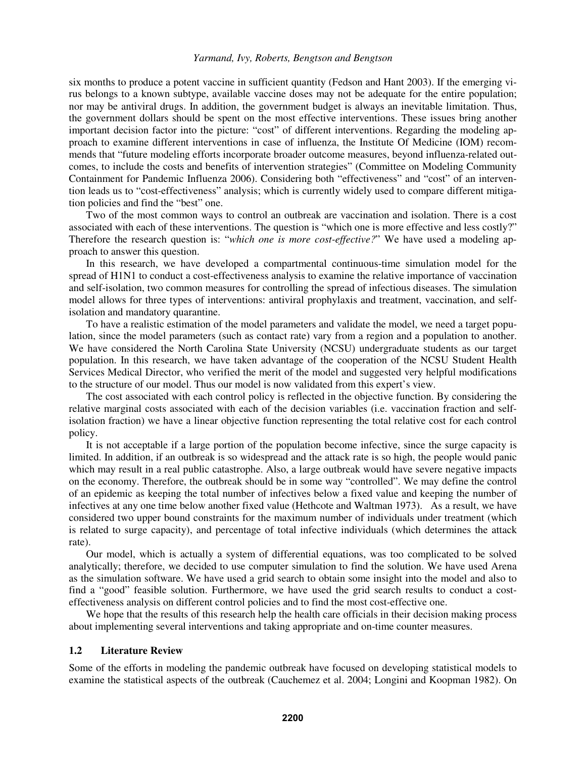six months to produce a potent vaccine in sufficient quantity (Fedson and Hant 2003). If the emerging virus belongs to a known subtype, available vaccine doses may not be adequate for the entire population; nor may be antiviral drugs. In addition, the government budget is always an inevitable limitation. Thus, the government dollars should be spent on the most effective interventions. These issues bring another important decision factor into the picture: "cost" of different interventions. Regarding the modeling approach to examine different interventions in case of influenza, the Institute Of Medicine (IOM) recommends that "future modeling efforts incorporate broader outcome measures, beyond influenza-related outcomes, to include the costs and benefits of intervention strategies" (Committee on Modeling Community Containment for Pandemic Influenza 2006). Considering both "effectiveness" and "cost" of an intervention leads us to "cost-effectiveness" analysis; which is currently widely used to compare different mitigation policies and find the "best" one.

Two of the most common ways to control an outbreak are vaccination and isolation. There is a cost associated with each of these interventions. The question is "which one is more effective and less costly?" Therefore the research question is: "*which one is more cost-effective?*" We have used a modeling approach to answer this question.

In this research, we have developed a compartmental continuous-time simulation model for the spread of H1N1 to conduct a cost-effectiveness analysis to examine the relative importance of vaccination and self-isolation, two common measures for controlling the spread of infectious diseases. The simulation model allows for three types of interventions: antiviral prophylaxis and treatment, vaccination, and self-isolation and mandatory quarantine.

To have a realistic estimation of the model parameters and validate the model, we need a target population, since the model parameters (such as contact rate) vary from a region and a population to another. We have considered the North Carolina State University (NCSU) undergraduate students as our target population. In this research, we have taken advantage of the cooperation of the NCSU Student Health Services Medical Director, who verified the merit of the model and suggested very helpful modifications to the structure of our model. Thus our model is now validated from this expert's view.

The cost associated with each control policy is reflected in the objective function. By considering the relative marginal costs associated with each of the decision variables (i.e. vaccination fraction and self-isolation fraction) we have a linear objective function representing the total relative cost for each control policy.

It is not acceptable if a large portion of the population become infective, since the surge capacity is limited. In addition, if an outbreak is so widespread and the attack rate is so high, the people would panic which may result in a real public catastrophe. Also, a large outbreak would have severe negative impacts on the economy. Therefore, the outbreak should be in some way "controlled". We may define the control of an epidemic as keeping the total number of infectives below a fixed value and keeping the number of infectives at any one time below another fixed value (Hethcote and Waltman 1973). As a result, we have considered two upper bound constraints for the maximum number of individuals under treatment (which is related to surge capacity), and percentage of total infective individuals (which determines the attack rate).

Our model, which is actually a system of differential equations, was too complicated to be solved analytically; therefore, we decided to use computer simulation to find the solution. We have used Arena as the simulation software. We have used a grid search to obtain some insight into the model and also to find a "good" feasible solution. Furthermore, we have used the grid search results to conduct a cost-effectiveness analysis on different control policies and to find the most cost-effective one.

We hope that the results of this research help the health care officials in their decision making process about implementing several interventions and taking appropriate and on-time counter measures.

### 1.2 Literature Review

Some of the efforts in modeling the pandemic outbreak have focused on developing statistical models to examine the statistical aspects of the outbreak (Cauchemez et al. 2004; Longini and Koopman 1982). On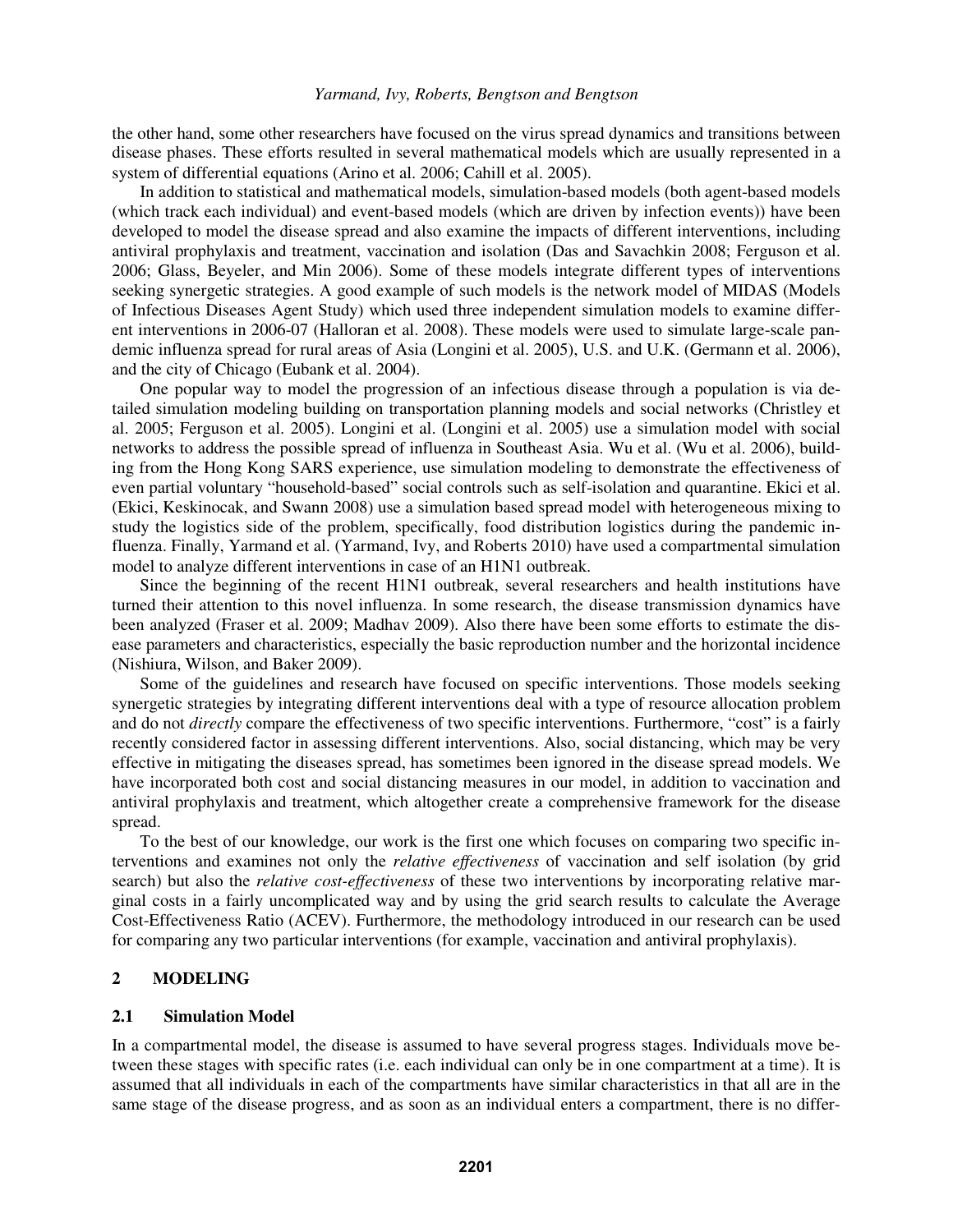the other hand, some other researchers have focused on the virus spread dynamics and transitions between disease phases. These efforts resulted in several mathematical models which are usually represented in a system of differential equations (Arino et al. 2006; Cahill et al. 2005).

In addition to statistical and mathematical models, simulation-based models (both agent-based models (which track each individual) and event-based models (which are driven by infection events)) have been developed to model the disease spread and also examine the impacts of different interventions, including antiviral prophylaxis and treatment, vaccination and isolation (Das and Savachkin 2008; Ferguson et al. 2006; Glass, Beyeler, and Min 2006). Some of these models integrate different types of interventions seeking synergetic strategies. A good example of such models is the network model of MIDAS (Models of Infectious Diseases Agent Study) which used three independent simulation models to examine different interventions in 2006-07 (Halloran et al. 2008). These models were used to simulate large-scale pandemic influenza spread for rural areas of Asia (Longini et al. 2005), U.S. and U.K. (Germann et al. 2006), and the city of Chicago (Eubank et al. 2004).

One popular way to model the progression of an infectious disease through a population is via detailed simulation modeling building on transportation planning models and social networks (Christley et al. 2005; Ferguson et al. 2005). Longini et al. (Longini et al. 2005) use a simulation model with social networks to address the possible spread of influenza in Southeast Asia. Wu et al. (Wu et al. 2006), building from the Hong Kong SARS experience, use simulation modeling to demonstrate the effectiveness of even partial voluntary "household-based" social controls such as self-isolation and quarantine. Ekici et al. (Ekici, Keskinocak, and Swann 2008) use a simulation based spread model with heterogeneous mixing to study the logistics side of the problem, specifically, food distribution logistics during the pandemic influenza. Finally, Yarmand et al. (Yarmand, Ivy, and Roberts 2010) have used a compartmental simulation model to analyze different interventions in case of an H1N1 outbreak.

Since the beginning of the recent H1N1 outbreak, several researchers and health institutions have turned their attention to this novel influenza. In some research, the disease transmission dynamics have been analyzed (Fraser et al. 2009; Madhav 2009). Also there have been some efforts to estimate the disease parameters and characteristics, especially the basic reproduction number and the horizontal incidence (Nishiura, Wilson, and Baker 2009).

Some of the guidelines and research have focused on specific interventions. Those models seeking synergetic strategies by integrating different interventions deal with a type of resource allocation problem and do not *directly* compare the effectiveness of two specific interventions. Furthermore, "cost" is a fairly recently considered factor in assessing different interventions. Also, social distancing, which may be very effective in mitigating the diseases spread, has sometimes been ignored in the disease spread models. We have incorporated both cost and social distancing measures in our model, in addition to vaccination and antiviral prophylaxis and treatment, which altogether create a comprehensive framework for the disease spread.

To the best of our knowledge, our work is the first one which focuses on comparing two specific interventions and examines not only the *relative effectiveness* of vaccination and self isolation (by grid search) but also the *relative cost-effectiveness* of these two interventions by incorporating relative marginal costs in a fairly uncomplicated way and by using the grid search results to calculate the Average Cost-Effectiveness Ratio (ACEV). Furthermore, the methodology introduced in our research can be used for comparing any two particular interventions (for example, vaccination and antiviral prophylaxis).

## 2 MODELING

### 2.1 Simulation Model

In a compartmental model, the disease is assumed to have several progress stages. Individuals move between these stages with specific rates (i.e. each individual can only be in one compartment at a time). It is assumed that all individuals in each of the compartments have similar characteristics in that all are in the same stage of the disease progress, and as soon as an individual enters a compartment, there is no differ-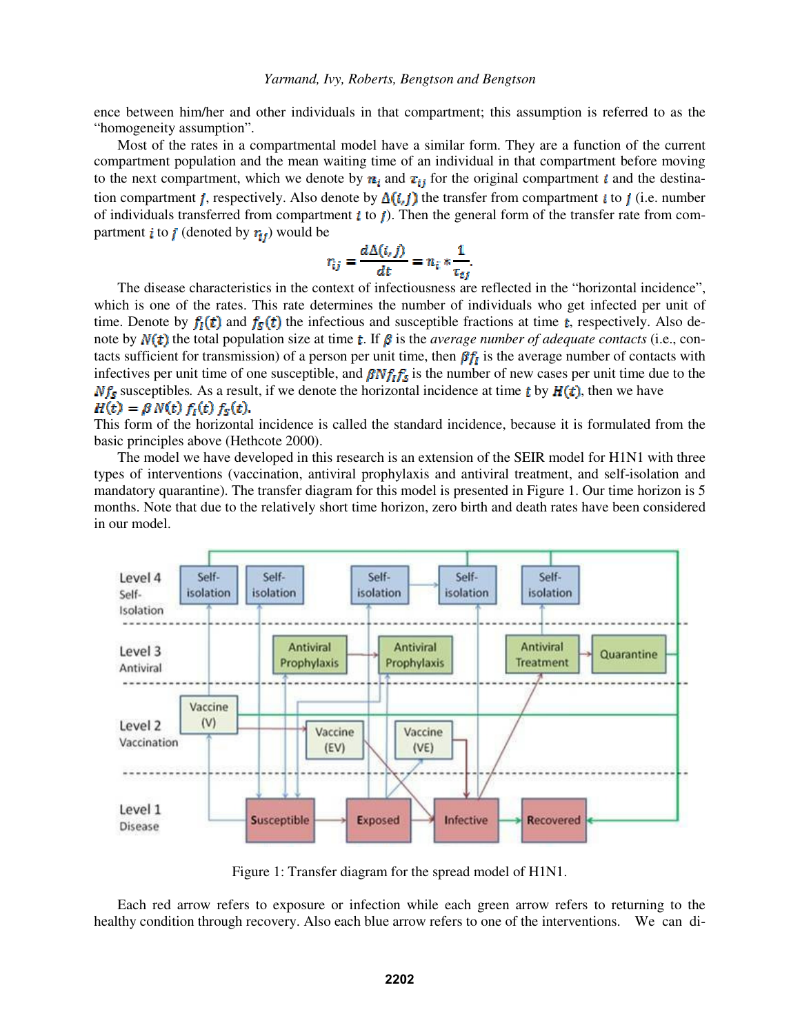ence between him/her and other individuals in that compartment; this assumption is referred to as the "homogeneity assumption".

Most of the rates in a compartmental model have a similar form. They are a function of the current compartment population and the mean waiting time of an individual in that compartment before moving to the next compartment, which we denote by $n_i$ and $\tau_{ij}$ for the original compartment $i$ and the destination compartment $j$, respectively. Also denote by $\Delta(i,j)$ the transfer from compartment $i$ to $j$ (i.e. number of individuals transferred from compartment $i$ to $j$). Then the general form of the transfer rate from compartment $i$ to $j$ (denoted by $r_{ij}$) would be

$$r_{ij} = \frac{d\Delta(i,j)}{dt} = n_i * \frac{1}{\tau_{ij}}.$$

The disease characteristics in the context of infectiousness are reflected in the "horizontal incidence", which is one of the rates. This rate determines the number of individuals who get infected per unit of time. Denote by $f_I(t)$ and $f_S(t)$ the infectious and susceptible fractions at time $t$, respectively. Also denote by $N(t)$ the total population size at time $t$. If $\beta$ is the *average number of adequate contacts* (i.e., contacts sufficient for transmission) of a person per unit time, then $\beta f_I$ is the average number of contacts with infectives per unit time of one susceptible, and $\beta N f_I f_S$ is the number of new cases per unit time due to the $N f_S$ susceptibles. As a result, if we denote the horizontal incidence at time $t$ by $H(t)$, then we have $H(t) = \beta\, N(t)\, f_I(t)\, f_S(t)$.

This form of the horizontal incidence is called the standard incidence, because it is formulated from the basic principles above (Hethcote 2000).

The model we have developed in this research is an extension of the SEIR model for H1N1 with three types of interventions (vaccination, antiviral prophylaxis and antiviral treatment, and self-isolation and mandatory quarantine). The transfer diagram for this model is presented in Figure 1. Our time horizon is 5 months. Note that due to the relatively short time horizon, zero birth and death rates have been considered in our model.

Figure 1: Transfer diagram for the spread model of H1N1.

Each red arrow refers to exposure or infection while each green arrow refers to returning to the healthy condition through recovery. Also each blue arrow refers to one of the interventions. We can di-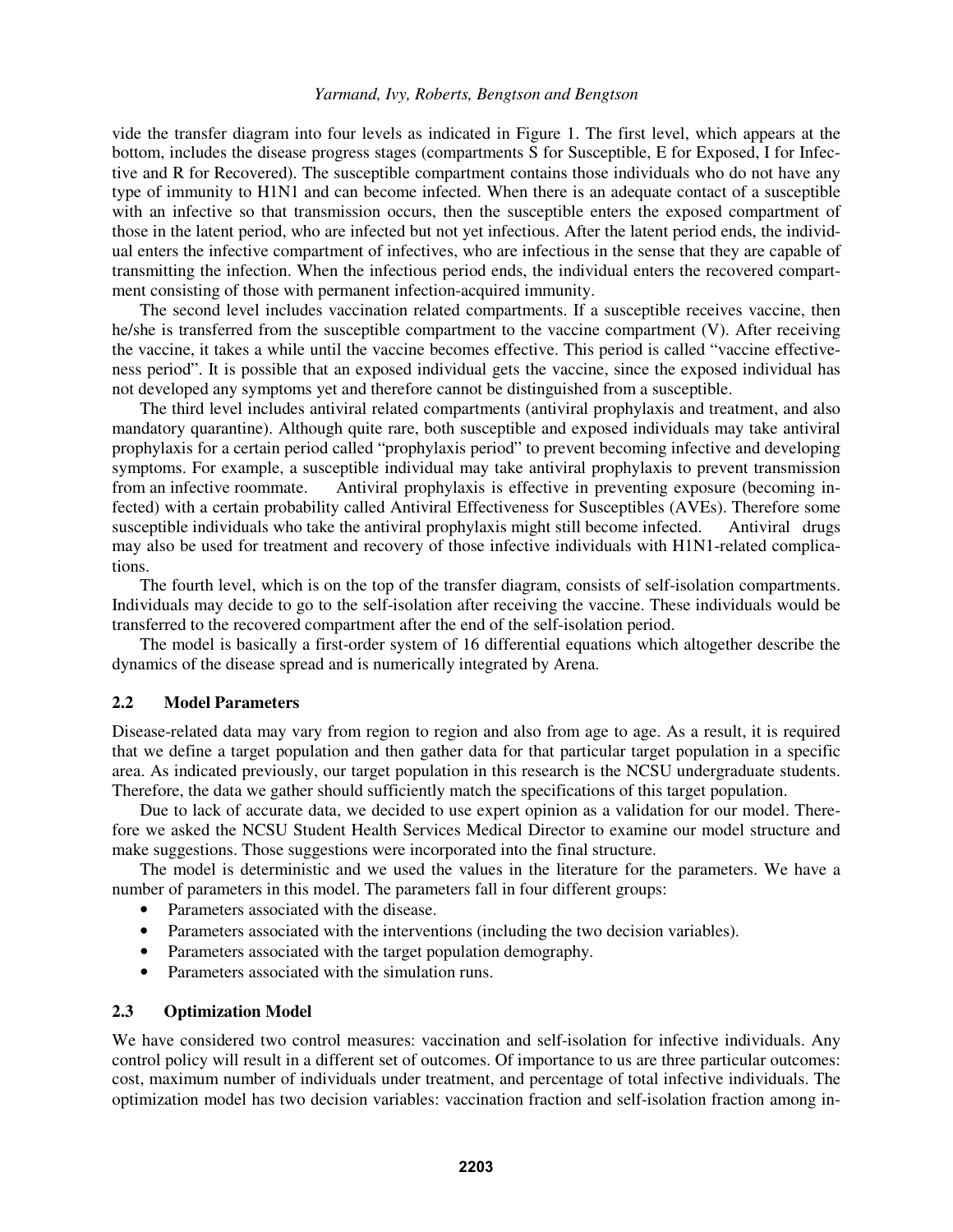vide the transfer diagram into four levels as indicated in Figure 1. The first level, which appears at the bottom, includes the disease progress stages (compartments S for Susceptible, E for Exposed, I for Infective and R for Recovered). The susceptible compartment contains those individuals who do not have any type of immunity to H1N1 and can become infected. When there is an adequate contact of a susceptible with an infective so that transmission occurs, then the susceptible enters the exposed compartment of those in the latent period, who are infected but not yet infectious. After the latent period ends, the individual enters the infective compartment of infectives, who are infectious in the sense that they are capable of transmitting the infection. When the infectious period ends, the individual enters the recovered compartment consisting of those with permanent infection-acquired immunity.

The second level includes vaccination related compartments. If a susceptible receives vaccine, then he/she is transferred from the susceptible compartment to the vaccine compartment (V). After receiving the vaccine, it takes a while until the vaccine becomes effective. This period is called "vaccine effectiveness period". It is possible that an exposed individual gets the vaccine, since the exposed individual has not developed any symptoms yet and therefore cannot be distinguished from a susceptible.

The third level includes antiviral related compartments (antiviral prophylaxis and treatment, and also mandatory quarantine). Although quite rare, both susceptible and exposed individuals may take antiviral prophylaxis for a certain period called "prophylaxis period" to prevent becoming infective and developing symptoms. For example, a susceptible individual may take antiviral prophylaxis to prevent transmission from an infective roommate. Antiviral prophylaxis is effective in preventing exposure (becoming infected) with a certain probability called Antiviral Effectiveness for Susceptibles (AVEs). Therefore some susceptible individuals who take the antiviral prophylaxis might still become infected. Antiviral drugs may also be used for treatment and recovery of those infective individuals with H1N1-related complications.

The fourth level, which is on the top of the transfer diagram, consists of self-isolation compartments. Individuals may decide to go to the self-isolation after receiving the vaccine. These individuals would be transferred to the recovered compartment after the end of the self-isolation period.

The model is basically a first-order system of 16 differential equations which altogether describe the dynamics of the disease spread and is numerically integrated by Arena.

### 2.2 Model Parameters

Disease-related data may vary from region to region and also from age to age. As a result, it is required that we define a target population and then gather data for that particular target population in a specific area. As indicated previously, our target population in this research is the NCSU undergraduate students. Therefore, the data we gather should sufficiently match the specifications of this target population.

Due to lack of accurate data, we decided to use expert opinion as a validation for our model. Therefore we asked the NCSU Student Health Services Medical Director to examine our model structure and make suggestions. Those suggestions were incorporated into the final structure.

The model is deterministic and we used the values in the literature for the parameters. We have a number of parameters in this model. The parameters fall in four different groups:

- Parameters associated with the disease.
- Parameters associated with the interventions (including the two decision variables).
- Parameters associated with the target population demography.
- Parameters associated with the simulation runs.

### 2.3 Optimization Model

We have considered two control measures: vaccination and self-isolation for infective individuals. Any control policy will result in a different set of outcomes. Of importance to us are three particular outcomes: cost, maximum number of individuals under treatment, and percentage of total infective individuals. The optimization model has two decision variables: vaccination fraction and self-isolation fraction among in-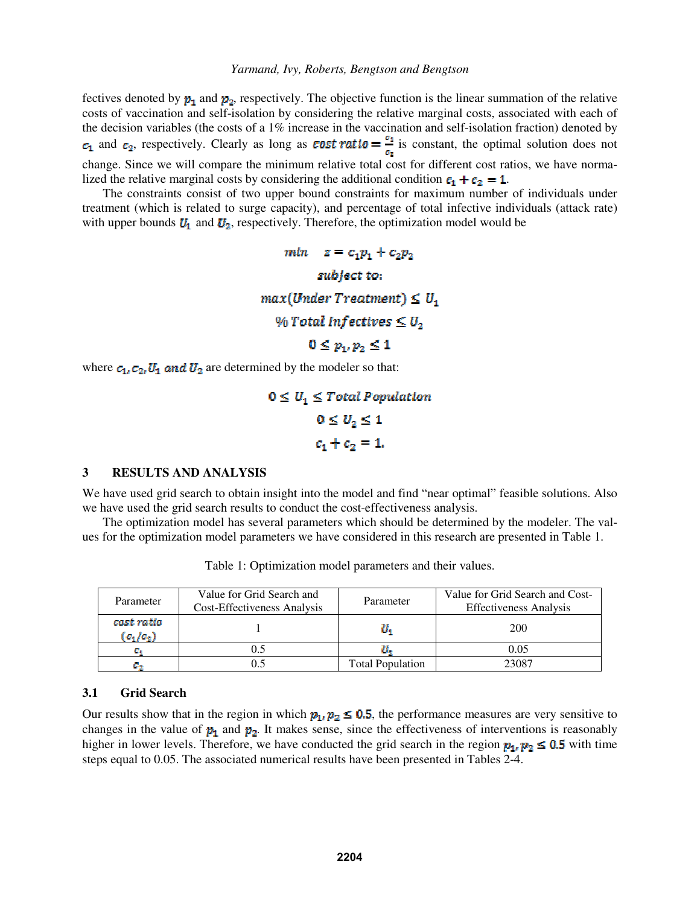fectives denoted by $p_1$ and $p_2$, respectively. The objective function is the linear summation of the relative costs of vaccination and self-isolation by considering the relative marginal costs, associated with each of the decision variables (the costs of a 1% increase in the vaccination and self-isolation fraction) denoted by $c_1$ and $c_2$, respectively. Clearly as long as $cost\ ratio = \frac{c_1}{c_2}$ is constant, the optimal solution does not change. Since we will compare the minimum relative total cost for different cost ratios, we have normalized the relative marginal costs by considering the additional condition $c_1 + c_2 = 1$.

The constraints consist of two upper bound constraints for maximum number of individuals under treatment (which is related to surge capacity), and percentage of total infective individuals (attack rate) with upper bounds $U_1$ and $U_2$, respectively. Therefore, the optimization model would be

$$min \quad z = c_1 p_1 + c_2 p_2$$

$$subject\ to:$$

$$max(Under\ Treatment) \leq U_1$$

$$\%\ Total\ Infectives \leq U_2$$

$$0 \leq p_1, p_2 \leq 1$$

where $c_1, c_2, U_1\ and\ U_2$ are determined by the modeler so that:

$$0 \leq U_1 \leq Total\ Population$$

$$0 \leq U_2 \leq 1$$

$$c_1 + c_2 = 1.$$

## 3 RESULTS AND ANALYSIS

We have used grid search to obtain insight into the model and find "near optimal" feasible solutions. Also we have used the grid search results to conduct the cost-effectiveness analysis.

The optimization model has several parameters which should be determined by the modeler. The values for the optimization model parameters we have considered in this research are presented in Table 1.

Table 1: Optimization model parameters and their values.

| Parameter | Value for Grid Search and Cost-Effectiveness Analysis | Parameter | Value for Grid Search and Cost-Effectiveness Analysis |
|---|---|---|---|
| $cost\ ratio$ $(c_1/c_2)$ | 1 | $U_1$ | 200 |
| $c_1$ | 0.5 | $U_2$ | 0.05 |
| $c_2$ | 0.5 | Total Population | 23087 |

### 3.1 Grid Search

Our results show that in the region in which $p_1, p_2 \leq 0.5$, the performance measures are very sensitive to changes in the value of $p_1$ and $p_2$. It makes sense, since the effectiveness of interventions is reasonably higher in lower levels. Therefore, we have conducted the grid search in the region $p_1, p_2 \leq 0.5$ with time steps equal to 0.05. The associated numerical results have been presented in Tables 2-4.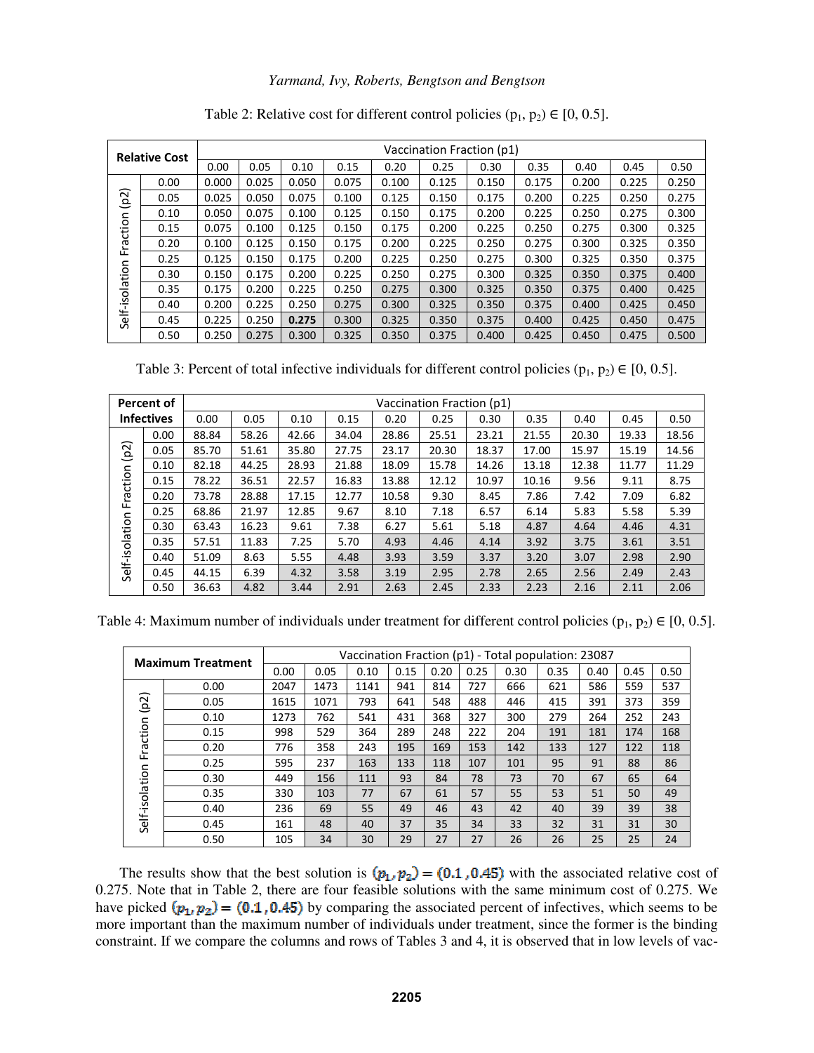Table 2: Relative cost for different control policies ($p_1$, $p_2$) ∈ [0, 0.5].

| Relative Cost | | Vaccination Fraction (p1) | | | | | | | | | | |
|---|---|---|---|---|---|---|---|---|---|---|---|---|
| | | 0.00 | 0.05 | 0.10 | 0.15 | 0.20 | 0.25 | 0.30 | 0.35 | 0.40 | 0.45 | 0.50 |
| Self-isolation Fraction (p2) | 0.00 | 0.000 | 0.025 | 0.050 | 0.075 | 0.100 | 0.125 | 0.150 | 0.175 | 0.200 | 0.225 | 0.250 |
| | 0.05 | 0.025 | 0.050 | 0.075 | 0.100 | 0.125 | 0.150 | 0.175 | 0.200 | 0.225 | 0.250 | 0.275 |
| | 0.10 | 0.050 | 0.075 | 0.100 | 0.125 | 0.150 | 0.175 | 0.200 | 0.225 | 0.250 | 0.275 | 0.300 |
| | 0.15 | 0.075 | 0.100 | 0.125 | 0.150 | 0.175 | 0.200 | 0.225 | 0.250 | 0.275 | 0.300 | 0.325 |
| | 0.20 | 0.100 | 0.125 | 0.150 | 0.175 | 0.200 | 0.225 | 0.250 | 0.275 | 0.300 | 0.325 | 0.350 |
| | 0.25 | 0.125 | 0.150 | 0.175 | 0.200 | 0.225 | 0.250 | 0.275 | 0.300 | 0.325 | 0.350 | 0.375 |
| | 0.30 | 0.150 | 0.175 | 0.200 | 0.225 | 0.250 | 0.275 | 0.300 | 0.325 | 0.350 | 0.375 | 0.400 |
| | 0.35 | 0.175 | 0.200 | 0.225 | 0.250 | 0.275 | 0.300 | 0.325 | 0.350 | 0.375 | 0.400 | 0.425 |
| | 0.40 | 0.200 | 0.225 | 0.250 | 0.275 | 0.300 | 0.325 | 0.350 | 0.375 | 0.400 | 0.425 | 0.450 |
| | 0.45 | 0.225 | 0.250 | **0.275** | 0.300 | 0.325 | 0.350 | 0.375 | 0.400 | 0.425 | 0.450 | 0.475 |
| | 0.50 | 0.250 | 0.275 | 0.300 | 0.325 | 0.350 | 0.375 | 0.400 | 0.425 | 0.450 | 0.475 | 0.500 |

Table 3: Percent of total infective individuals for different control policies ($p_1$, $p_2$) ∈ [0, 0.5].

| Percent of Infectives | | Vaccination Fraction (p1) | | | | | | | | | | |
|---|---|---|---|---|---|---|---|---|---|---|---|---|
| | | 0.00 | 0.05 | 0.10 | 0.15 | 0.20 | 0.25 | 0.30 | 0.35 | 0.40 | 0.45 | 0.50 |
| Self-isolation Fraction (p2) | 0.00 | 88.84 | 58.26 | 42.66 | 34.04 | 28.86 | 25.51 | 23.21 | 21.55 | 20.30 | 19.33 | 18.56 |
| | 0.05 | 85.70 | 51.61 | 35.80 | 27.75 | 23.17 | 20.30 | 18.37 | 17.00 | 15.97 | 15.19 | 14.56 |
| | 0.10 | 82.18 | 44.25 | 28.93 | 21.88 | 18.09 | 15.78 | 14.26 | 13.18 | 12.38 | 11.77 | 11.29 |
| | 0.15 | 78.22 | 36.51 | 22.57 | 16.83 | 13.88 | 12.12 | 10.97 | 10.16 | 9.56 | 9.11 | 8.75 |
| | 0.20 | 73.78 | 28.88 | 17.15 | 12.77 | 10.58 | 9.30 | 8.45 | 7.86 | 7.42 | 7.09 | 6.82 |
| | 0.25 | 68.86 | 21.97 | 12.85 | 9.67 | 8.10 | 7.18 | 6.57 | 6.14 | 5.83 | 5.58 | 5.39 |
| | 0.30 | 63.43 | 16.23 | 9.61 | 7.38 | 6.27 | 5.61 | 5.18 | 4.87 | 4.64 | 4.46 | 4.31 |
| | 0.35 | 57.51 | 11.83 | 7.25 | 5.70 | 4.93 | 4.46 | 4.14 | 3.92 | 3.75 | 3.61 | 3.51 |
| | 0.40 | 51.09 | 8.63 | 5.55 | 4.48 | 3.93 | 3.59 | 3.37 | 3.20 | 3.07 | 2.98 | 2.90 |
| | 0.45 | 44.15 | 6.39 | 4.32 | 3.58 | 3.19 | 2.95 | 2.78 | 2.65 | 2.56 | 2.49 | 2.43 |
| | 0.50 | 36.63 | 4.82 | 3.44 | 2.91 | 2.63 | 2.45 | 2.33 | 2.23 | 2.16 | 2.11 | 2.06 |

Table 4: Maximum number of individuals under treatment for different control policies ($p_1$, $p_2$) ∈ [0, 0.5].

| Maximum Treatment | | Vaccination Fraction (p1) - Total population: 23087 | | | | | | | | | | |
|---|---|---|---|---|---|---|---|---|---|---|---|---|
| | | 0.00 | 0.05 | 0.10 | 0.15 | 0.20 | 0.25 | 0.30 | 0.35 | 0.40 | 0.45 | 0.50 |
| Self-isolation Fraction (p2) | 0.00 | 2047 | 1473 | 1141 | 941 | 814 | 727 | 666 | 621 | 586 | 559 | 537 |
| | 0.05 | 1615 | 1071 | 793 | 641 | 548 | 488 | 446 | 415 | 391 | 373 | 359 |
| | 0.10 | 1273 | 762 | 541 | 431 | 368 | 327 | 300 | 279 | 264 | 252 | 243 |
| | 0.15 | 998 | 529 | 364 | 289 | 248 | 222 | 204 | 191 | 181 | 174 | 168 |
| | 0.20 | 776 | 358 | 243 | 195 | 169 | 153 | 142 | 133 | 127 | 122 | 118 |
| | 0.25 | 595 | 237 | 163 | 133 | 118 | 107 | 101 | 95 | 91 | 88 | 86 |
| | 0.30 | 449 | 156 | 111 | 93 | 84 | 78 | 73 | 70 | 67 | 65 | 64 |
| | 0.35 | 330 | 103 | 77 | 67 | 61 | 57 | 55 | 53 | 51 | 50 | 49 |
| | 0.40 | 236 | 69 | 55 | 49 | 46 | 43 | 42 | 40 | 39 | 39 | 38 |
| | 0.45 | 161 | 48 | 40 | 37 | 35 | 34 | 33 | 32 | 31 | 31 | 30 |
| | 0.50 | 105 | 34 | 30 | 29 | 27 | 27 | 26 | 26 | 25 | 25 | 24 |

The results show that the best solution is $(p_1, p_2) = (0.1, 0.45)$ with the associated relative cost of 0.275. Note that in Table 2, there are four feasible solutions with the same minimum cost of 0.275. We have picked $(p_1, p_2) = (0.1, 0.45)$ by comparing the associated percent of infectives, which seems to be more important than the maximum number of individuals under treatment, since the former is the binding constraint. If we compare the columns and rows of Tables 3 and 4, it is observed that in low levels of vac-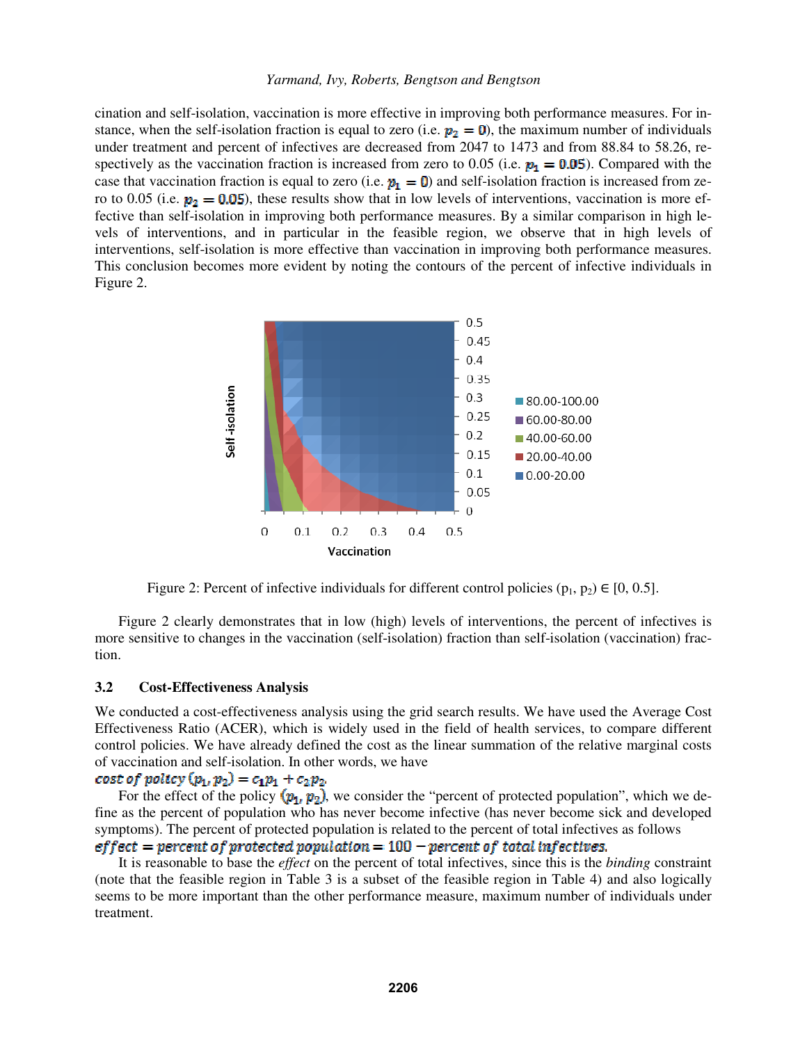cination and self-isolation, vaccination is more effective in improving both performance measures. For instance, when the self-isolation fraction is equal to zero (i.e. $p_2 = 0$), the maximum number of individuals under treatment and percent of infectives are decreased from 2047 to 1473 and from 88.84 to 58.26, respectively as the vaccination fraction is increased from zero to 0.05 (i.e. $p_1 = 0.05$). Compared with the case that vaccination fraction is equal to zero (i.e. $p_1 = 0$) and self-isolation fraction is increased from zero to 0.05 (i.e. $p_2 = 0.05$), these results show that in low levels of interventions, vaccination is more effective than self-isolation in improving both performance measures. By a similar comparison in high levels of interventions, and in particular in the feasible region, we observe that in high levels of interventions, self-isolation is more effective than vaccination in improving both performance measures. This conclusion becomes more evident by noting the contours of the percent of infective individuals in Figure 2.

Figure 2: Percent of infective individuals for different control policies ($p_1$, $p_2$) ∈ [0, 0.5].

Figure 2 clearly demonstrates that in low (high) levels of interventions, the percent of infectives is more sensitive to changes in the vaccination (self-isolation) fraction than self-isolation (vaccination) fraction.

### 3.2 Cost-Effectiveness Analysis

We conducted a cost-effectiveness analysis using the grid search results. We have used the Average Cost Effectiveness Ratio (ACER), which is widely used in the field of health services, to compare different control policies. We have already defined the cost as the linear summation of the relative marginal costs of vaccination and self-isolation. In other words, we have

$$cost\ of\ policy\ (p_1, p_2) = c_1 p_1 + c_2 p_2$$

For the effect of the policy $(p_1, p_2)$, we consider the "percent of protected population", which we define as the percent of population who has never become infective (has never become sick and developed symptoms). The percent of protected population is related to the percent of total infectives as follows

$$effect = percent\ of\ protected\ population = 100 - percent\ of\ total\ infectives.$$

It is reasonable to base the *effect* on the percent of total infectives, since this is the *binding* constraint (note that the feasible region in Table 3 is a subset of the feasible region in Table 4) and also logically seems to be more important than the other performance measure, maximum number of individuals under treatment.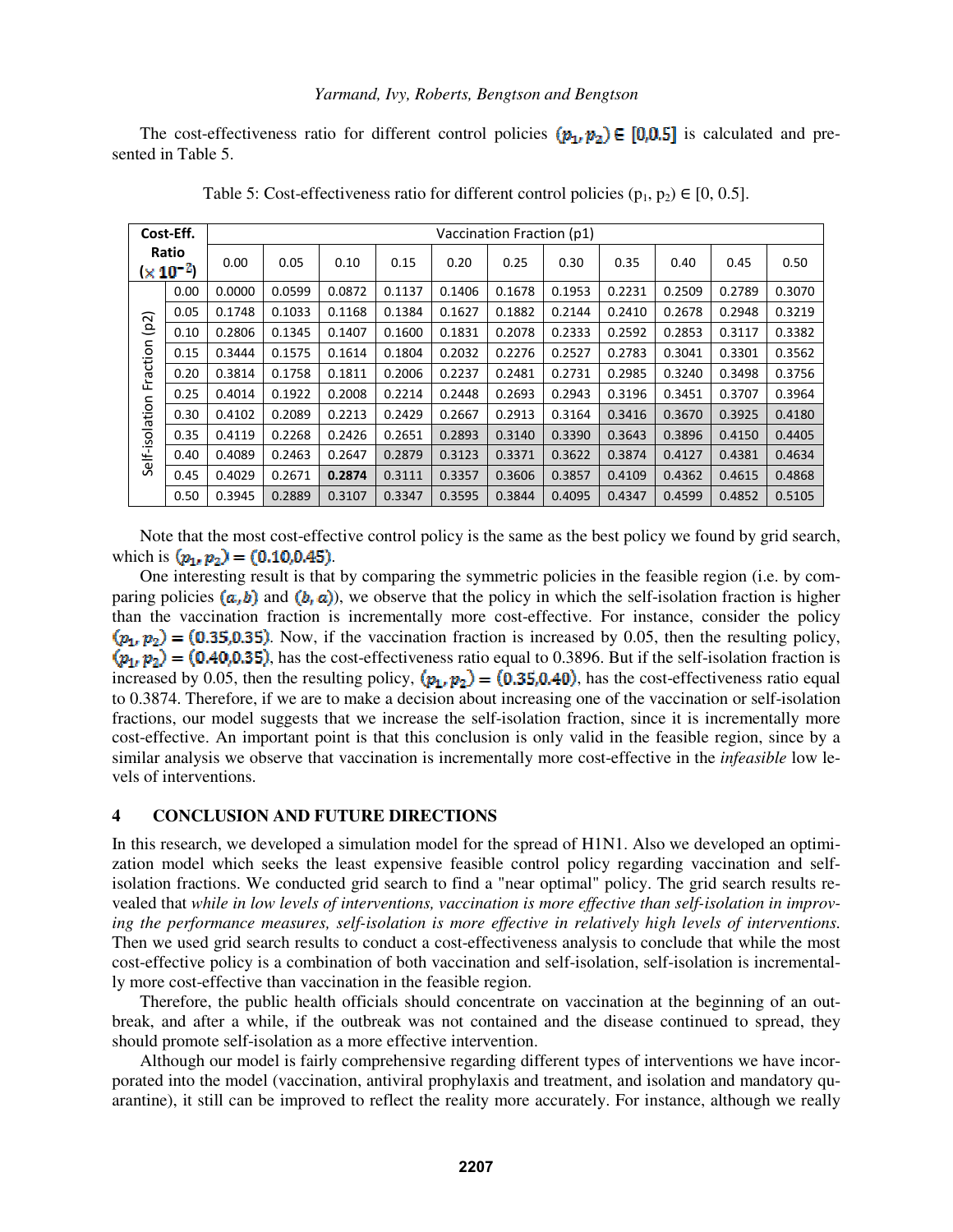The cost-effectiveness ratio for different control policies $(p_1, p_2) \in [0,0.5]$ is calculated and presented in Table 5.

Table 5: Cost-effectiveness ratio for different control policies ($p_1$, $p_2$) ∈ [0, 0.5].

| Cost-Eff. Ratio ($\times 10^{-2}$) | | Vaccination Fraction (p1) | | | | | | | | | | |
|---|---|---|---|---|---|---|---|---|---|---|---|---|
| | | 0.00 | 0.05 | 0.10 | 0.15 | 0.20 | 0.25 | 0.30 | 0.35 | 0.40 | 0.45 | 0.50 |
| Self-isolation Fraction (p2) | 0.00 | 0.0000 | 0.0599 | 0.0872 | 0.1137 | 0.1406 | 0.1678 | 0.1953 | 0.2231 | 0.2509 | 0.2789 | 0.3070 |
| | 0.05 | 0.1748 | 0.1033 | 0.1168 | 0.1384 | 0.1627 | 0.1882 | 0.2144 | 0.2410 | 0.2678 | 0.2948 | 0.3219 |
| | 0.10 | 0.2806 | 0.1345 | 0.1407 | 0.1600 | 0.1831 | 0.2078 | 0.2333 | 0.2592 | 0.2853 | 0.3117 | 0.3382 |
| | 0.15 | 0.3444 | 0.1575 | 0.1614 | 0.1804 | 0.2032 | 0.2276 | 0.2527 | 0.2783 | 0.3041 | 0.3301 | 0.3562 |
| | 0.20 | 0.3814 | 0.1758 | 0.1811 | 0.2006 | 0.2237 | 0.2481 | 0.2731 | 0.2985 | 0.3240 | 0.3498 | 0.3756 |
| | 0.25 | 0.4014 | 0.1922 | 0.2008 | 0.2214 | 0.2448 | 0.2693 | 0.2943 | 0.3196 | 0.3451 | 0.3707 | 0.3964 |
| | 0.30 | 0.4102 | 0.2089 | 0.2213 | 0.2429 | 0.2667 | 0.2913 | 0.3164 | 0.3416 | 0.3670 | 0.3925 | 0.4180 |
| | 0.35 | 0.4119 | 0.2268 | 0.2426 | 0.2651 | 0.2893 | 0.3140 | 0.3390 | 0.3643 | 0.3896 | 0.4150 | 0.4405 |
| | 0.40 | 0.4089 | 0.2463 | 0.2647 | 0.2879 | 0.3123 | 0.3371 | 0.3622 | 0.3874 | 0.4127 | 0.4381 | 0.4634 |
| | 0.45 | 0.4029 | 0.2671 | **0.2874** | 0.3111 | 0.3357 | 0.3606 | 0.3857 | 0.4109 | 0.4362 | 0.4615 | 0.4868 |
| | 0.50 | 0.3945 | 0.2889 | 0.3107 | 0.3347 | 0.3595 | 0.3844 | 0.4095 | 0.4347 | 0.4599 | 0.4852 | 0.5105 |

Note that the most cost-effective control policy is the same as the best policy we found by grid search, which is $(p_1, p_2) = (0.10, 0.45)$.

One interesting result is that by comparing the symmetric policies in the feasible region (i.e. by comparing policies $(a, b)$ and $(b, a)$), we observe that the policy in which the self-isolation fraction is higher than the vaccination fraction is incrementally more cost-effective. For instance, consider the policy $(p_1, p_2) = (0.35, 0.35)$. Now, if the vaccination fraction is increased by 0.05, then the resulting policy, $(p_1, p_2) = (0.40, 0.35)$, has the cost-effectiveness ratio equal to 0.3896. But if the self-isolation fraction is increased by 0.05, then the resulting policy, $(p_1, p_2) = (0.35, 0.40)$, has the cost-effectiveness ratio equal to 0.3874. Therefore, if we are to make a decision about increasing one of the vaccination or self-isolation fractions, our model suggests that we increase the self-isolation fraction, since it is incrementally more cost-effective. An important point is that this conclusion is only valid in the feasible region, since by a similar analysis we observe that vaccination is incrementally more cost-effective in the *infeasible* low levels of interventions.

## 4 CONCLUSION AND FUTURE DIRECTIONS

In this research, we developed a simulation model for the spread of H1N1. Also we developed an optimization model which seeks the least expensive feasible control policy regarding vaccination and self-isolation fractions. We conducted grid search to find a "near optimal" policy. The grid search results revealed that *while in low levels of interventions, vaccination is more effective than self-isolation in improving the performance measures, self-isolation is more effective in relatively high levels of interventions.* Then we used grid search results to conduct a cost-effectiveness analysis to conclude that while the most cost-effective policy is a combination of both vaccination and self-isolation, self-isolation is incrementally more cost-effective than vaccination in the feasible region.

Therefore, the public health officials should concentrate on vaccination at the beginning of an outbreak, and after a while, if the outbreak was not contained and the disease continued to spread, they should promote self-isolation as a more effective intervention.

Although our model is fairly comprehensive regarding different types of interventions we have incorporated into the model (vaccination, antiviral prophylaxis and treatment, and isolation and mandatory quarantine), it still can be improved to reflect the reality more accurately. For instance, although we really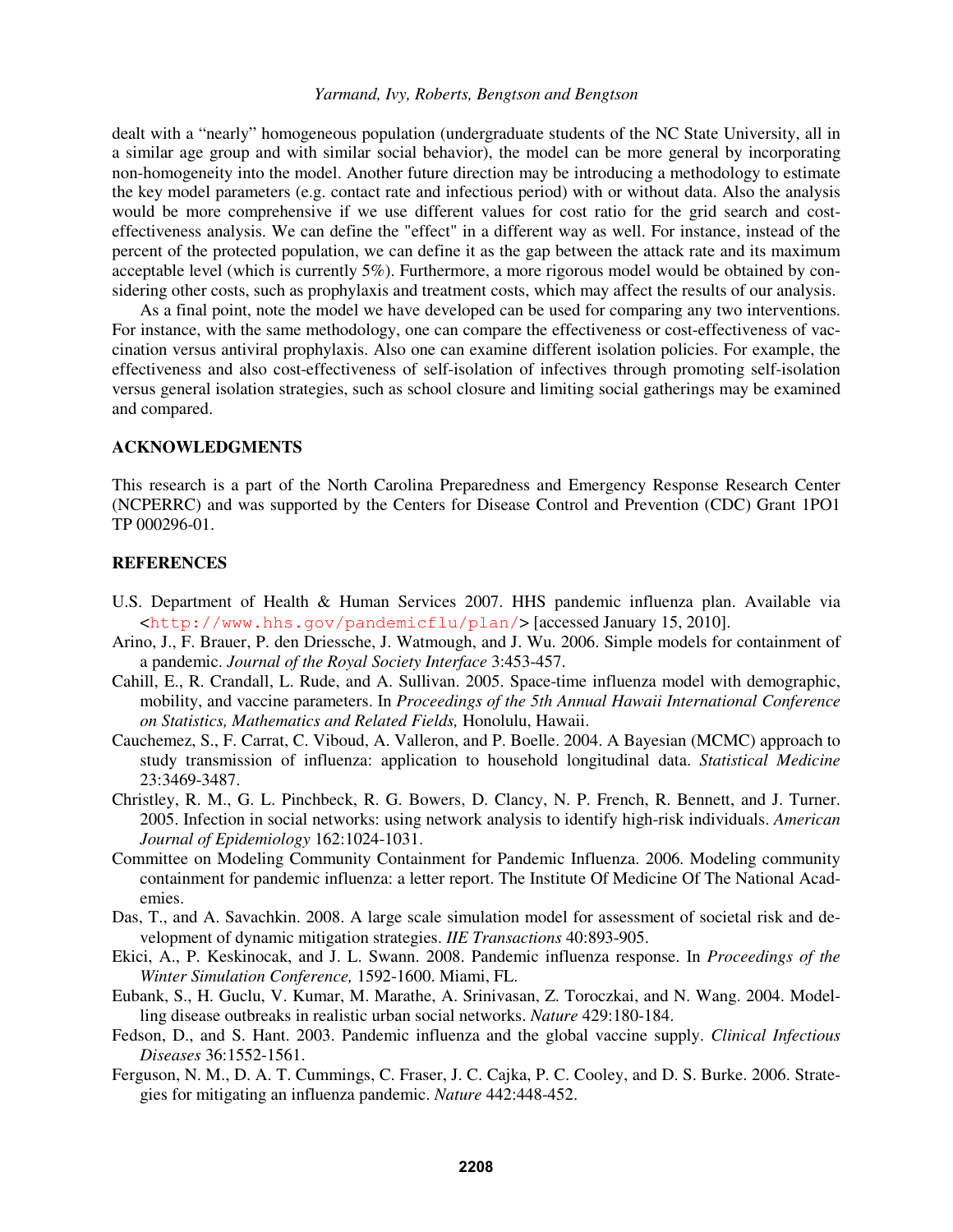dealt with a "nearly" homogeneous population (undergraduate students of the NC State University, all in a similar age group and with similar social behavior), the model can be more general by incorporating non-homogeneity into the model. Another future direction may be introducing a methodology to estimate the key model parameters (e.g. contact rate and infectious period) with or without data. Also the analysis would be more comprehensive if we use different values for cost ratio for the grid search and cost-effectiveness analysis. We can define the "effect" in a different way as well. For instance, instead of the percent of the protected population, we can define it as the gap between the attack rate and its maximum acceptable level (which is currently 5%). Furthermore, a more rigorous model would be obtained by considering other costs, such as prophylaxis and treatment costs, which may affect the results of our analysis.

As a final point, note the model we have developed can be used for comparing any two interventions. For instance, with the same methodology, one can compare the effectiveness or cost-effectiveness of vaccination versus antiviral prophylaxis. Also one can examine different isolation policies. For example, the effectiveness and also cost-effectiveness of self-isolation of infectives through promoting self-isolation versus general isolation strategies, such as school closure and limiting social gatherings may be examined and compared.

## ACKNOWLEDGMENTS

This research is a part of the North Carolina Preparedness and Emergency Response Research Center (NCPERRC) and was supported by the Centers for Disease Control and Prevention (CDC) Grant 1PO1 TP 000296-01.

## REFERENCES

U.S. Department of Health & Human Services 2007. HHS pandemic influenza plan. Available via <http://www.hhs.gov/pandemicflu/plan/> [accessed January 15, 2010].

Arino, J., F. Brauer, P. den Driessche, J. Watmough, and J. Wu. 2006. Simple models for containment of a pandemic. *Journal of the Royal Society Interface* 3:453-457.

Cahill, E., R. Crandall, L. Rude, and A. Sullivan. 2005. Space-time influenza model with demographic, mobility, and vaccine parameters. In *Proceedings of the 5th Annual Hawaii International Conference on Statistics, Mathematics and Related Fields,* Honolulu, Hawaii.

Cauchemez, S., F. Carrat, C. Viboud, A. Valleron, and P. Boelle. 2004. A Bayesian (MCMC) approach to study transmission of influenza: application to household longitudinal data. *Statistical Medicine* 23:3469-3487.

Christley, R. M., G. L. Pinchbeck, R. G. Bowers, D. Clancy, N. P. French, R. Bennett, and J. Turner. 2005. Infection in social networks: using network analysis to identify high-risk individuals. *American Journal of Epidemiology* 162:1024-1031.

Committee on Modeling Community Containment for Pandemic Influenza. 2006. Modeling community containment for pandemic influenza: a letter report. The Institute Of Medicine Of The National Academies.

Das, T., and A. Savachkin. 2008. A large scale simulation model for assessment of societal risk and development of dynamic mitigation strategies. *IIE Transactions* 40:893-905.

Ekici, A., P. Keskinocak, and J. L. Swann. 2008. Pandemic influenza response. In *Proceedings of the Winter Simulation Conference,* 1592-1600. Miami, FL.

Eubank, S., H. Guclu, V. Kumar, M. Marathe, A. Srinivasan, Z. Toroczkai, and N. Wang. 2004. Modelling disease outbreaks in realistic urban social networks. *Nature* 429:180-184.

Fedson, D., and S. Hant. 2003. Pandemic influenza and the global vaccine supply. *Clinical Infectious Diseases* 36:1552-1561.

Ferguson, N. M., D. A. T. Cummings, C. Fraser, J. C. Cajka, P. C. Cooley, and D. S. Burke. 2006. Strategies for mitigating an influenza pandemic. *Nature* 442:448-452.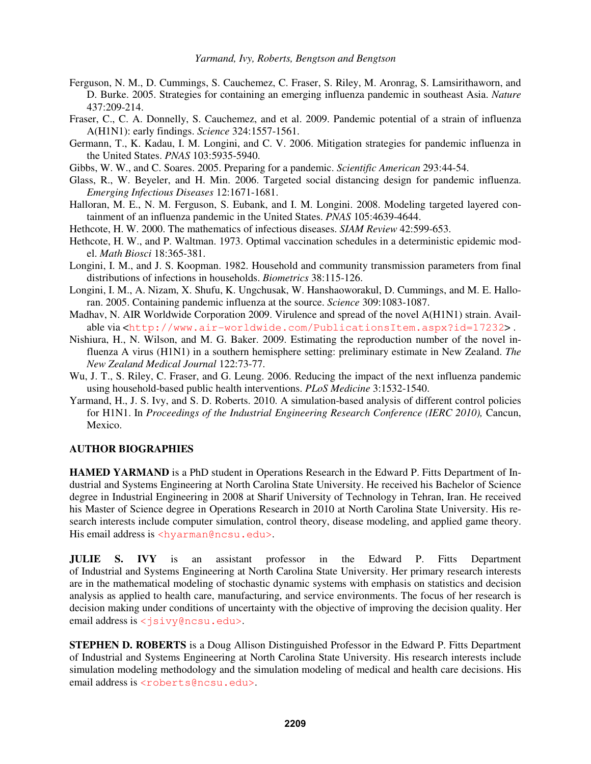Ferguson, N. M., D. Cummings, S. Cauchemez, C. Fraser, S. Riley, M. Aronrag, S. Lamsirithaworn, and D. Burke. 2005. Strategies for containing an emerging influenza pandemic in southeast Asia. *Nature* 437:209-214.

Fraser, C., C. A. Donnelly, S. Cauchemez, and et al. 2009. Pandemic potential of a strain of influenza A(H1N1): early findings. *Science* 324:1557-1561.

Germann, T., K. Kadau, I. M. Longini, and C. V. 2006. Mitigation strategies for pandemic influenza in the United States. *PNAS* 103:5935-5940.

Gibbs, W. W., and C. Soares. 2005. Preparing for a pandemic. *Scientific American* 293:44-54.

Glass, R., W. Beyeler, and H. Min. 2006. Targeted social distancing design for pandemic influenza. *Emerging Infectious Diseases* 12:1671-1681.

Halloran, M. E., N. M. Ferguson, S. Eubank, and I. M. Longini. 2008. Modeling targeted layered containment of an influenza pandemic in the United States. *PNAS* 105:4639-4644.

Hethcote, H. W. 2000. The mathematics of infectious diseases. *SIAM Review* 42:599-653.

Hethcote, H. W., and P. Waltman. 1973. Optimal vaccination schedules in a deterministic epidemic model. *Math Biosci* 18:365-381.

Longini, I. M., and J. S. Koopman. 1982. Household and community transmission parameters from final distributions of infections in households. *Biometrics* 38:115-126.

Longini, I. M., A. Nizam, X. Shufu, K. Ungchusak, W. Hanshaoworakul, D. Cummings, and M. E. Halloran. 2005. Containing pandemic influenza at the source. *Science* 309:1083-1087.

Madhav, N. AIR Worldwide Corporation 2009. Virulence and spread of the novel A(H1N1) strain. Available via <http://www.air-worldwide.com/PublicationsItem.aspx?id=17232> .

Nishiura, H., N. Wilson, and M. G. Baker. 2009. Estimating the reproduction number of the novel influenza A virus (H1N1) in a southern hemisphere setting: preliminary estimate in New Zealand. *The New Zealand Medical Journal* 122:73-77.

Wu, J. T., S. Riley, C. Fraser, and G. Leung. 2006. Reducing the impact of the next influenza pandemic using household-based public health interventions. *PLoS Medicine* 3:1532-1540.

Yarmand, H., J. S. Ivy, and S. D. Roberts. 2010. A simulation-based analysis of different control policies for H1N1. In *Proceedings of the Industrial Engineering Research Conference (IERC 2010),* Cancun, Mexico.

## AUTHOR BIOGRAPHIES

**HAMED YARMAND** is a PhD student in Operations Research in the Edward P. Fitts Department of Industrial and Systems Engineering at North Carolina State University. He received his Bachelor of Science degree in Industrial Engineering in 2008 at Sharif University of Technology in Tehran, Iran. He received his Master of Science degree in Operations Research in 2010 at North Carolina State University. His research interests include computer simulation, control theory, disease modeling, and applied game theory. His email address is <hyarman@ncsu.edu>.

**JULIE S. IVY** is an assistant professor in the Edward P. Fitts Department of Industrial and Systems Engineering at North Carolina State University. Her primary research interests are in the mathematical modeling of stochastic dynamic systems with emphasis on statistics and decision analysis as applied to health care, manufacturing, and service environments. The focus of her research is decision making under conditions of uncertainty with the objective of improving the decision quality. Her email address is <jsivy@ncsu.edu>.

**STEPHEN D. ROBERTS** is a Doug Allison Distinguished Professor in the Edward P. Fitts Department of Industrial and Systems Engineering at North Carolina State University. His research interests include simulation modeling methodology and the simulation modeling of medical and health care decisions. His email address is <roberts@ncsu.edu>.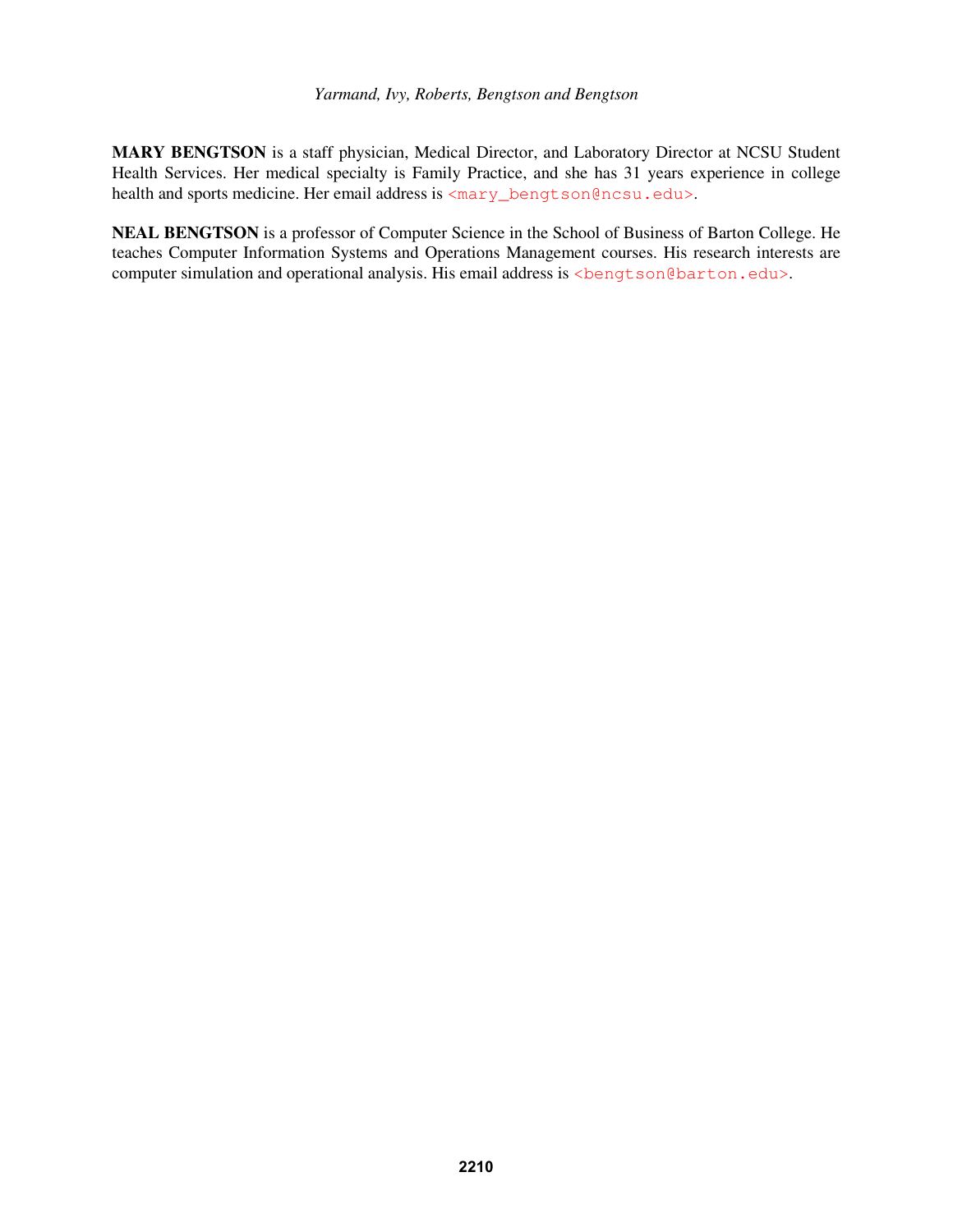**MARY BENGTSON** is a staff physician, Medical Director, and Laboratory Director at NCSU Student Health Services. Her medical specialty is Family Practice, and she has 31 years experience in college health and sports medicine. Her email address is <mary_bengtson@ncsu.edu>.

**NEAL BENGTSON** is a professor of Computer Science in the School of Business of Barton College. He teaches Computer Information Systems and Operations Management courses. His research interests are computer simulation and operational analysis. His email address is <bengtson@barton.edu>.